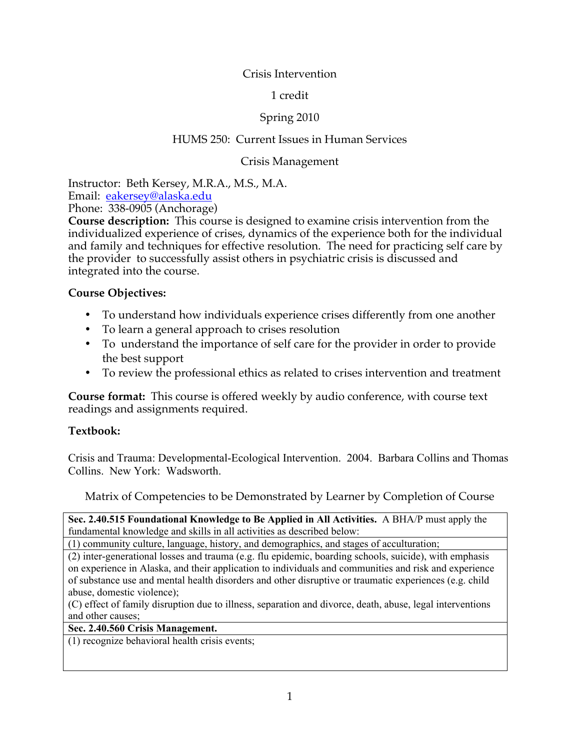# Crisis Intervention

1 credit

Spring 2010

HUMS 250: Current Issues in Human Services

Crisis Management

Instructor: Beth Kersey, M.R.A., M.S., M.A.
Email: eakersey@alaska.edu
Phone: 338-0905 (Anchorage)

**Course description:** This course is designed to examine crisis intervention from the individualized experience of crises, dynamics of the experience both for the individual and family and techniques for effective resolution. The need for practicing self care by the provider to successfully assist others in psychiatric crisis is discussed and integrated into the course.

**Course Objectives:**

- To understand how individuals experience crises differently from one another
- To learn a general approach to crises resolution
- To understand the importance of self care for the provider in order to provide the best support
- To review the professional ethics as related to crises intervention and treatment

**Course format:** This course is offered weekly by audio conference, with course text readings and assignments required.

**Textbook:**

Crisis and Trauma: Developmental-Ecological Intervention. 2004. Barbara Collins and Thomas Collins. New York: Wadsworth.

Matrix of Competencies to be Demonstrated by Learner by Completion of Course

| **Sec. 2.40.515 Foundational Knowledge to Be Applied in All Activities.** A BHA/P must apply the fundamental knowledge and skills in all activities as described below: |
|---|
| (1) community culture, language, history, and demographics, and stages of acculturation; |
| (2) inter-generational losses and trauma (e.g. flu epidemic, boarding schools, suicide), with emphasis on experience in Alaska, and their application to individuals and communities and risk and experience of substance use and mental health disorders and other disruptive or traumatic experiences (e.g. child abuse, domestic violence);<br>(C) effect of family disruption due to illness, separation and divorce, death, abuse, legal interventions and other causes; |
| **Sec. 2.40.560 Crisis Management.** |
| (1) recognize behavioral health crisis events; |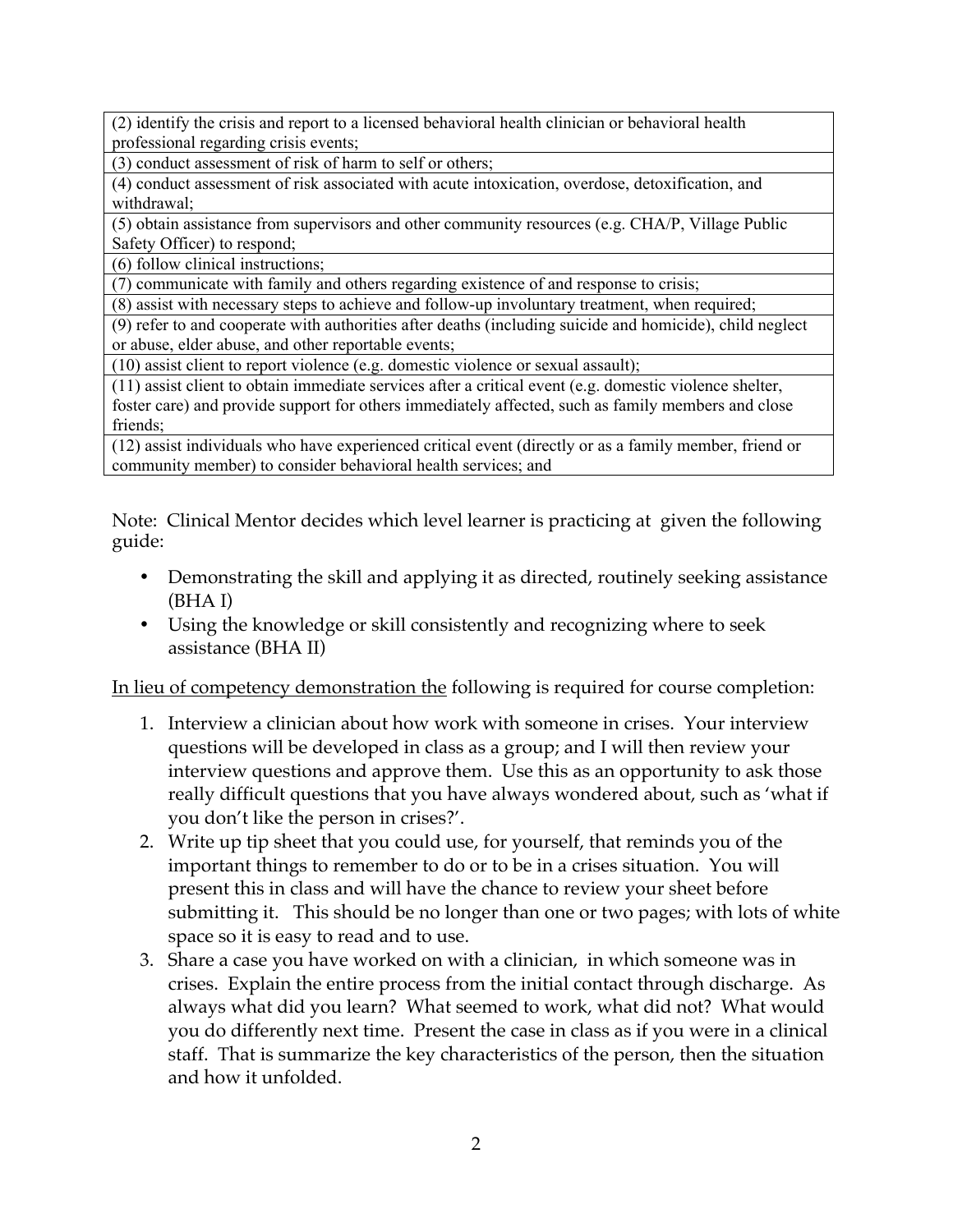| |
|---|
| (2) identify the crisis and report to a licensed behavioral health clinician or behavioral health professional regarding crisis events; |
| (3) conduct assessment of risk of harm to self or others; |
| (4) conduct assessment of risk associated with acute intoxication, overdose, detoxification, and withdrawal; |
| (5) obtain assistance from supervisors and other community resources (e.g. CHA/P, Village Public Safety Officer) to respond; |
| (6) follow clinical instructions; |
| (7) communicate with family and others regarding existence of and response to crisis; |
| (8) assist with necessary steps to achieve and follow-up involuntary treatment, when required; |
| (9) refer to and cooperate with authorities after deaths (including suicide and homicide), child neglect or abuse, elder abuse, and other reportable events; |
| (10) assist client to report violence (e.g. domestic violence or sexual assault); |
| (11) assist client to obtain immediate services after a critical event (e.g. domestic violence shelter, foster care) and provide support for others immediately affected, such as family members and close friends; |
| (12) assist individuals who have experienced critical event (directly or as a family member, friend or community member) to consider behavioral health services; and |

Note: Clinical Mentor decides which level learner is practicing at given the following guide:

- Demonstrating the skill and applying it as directed, routinely seeking assistance (BHA I)
- Using the knowledge or skill consistently and recognizing where to seek assistance (BHA II)

<u>In lieu of competency demonstration the</u> following is required for course completion:

1. Interview a clinician about how work with someone in crises. Your interview questions will be developed in class as a group; and I will then review your interview questions and approve them. Use this as an opportunity to ask those really difficult questions that you have always wondered about, such as 'what if you don't like the person in crises?'.
2. Write up tip sheet that you could use, for yourself, that reminds you of the important things to remember to do or to be in a crises situation. You will present this in class and will have the chance to review your sheet before submitting it. This should be no longer than one or two pages; with lots of white space so it is easy to read and to use.
3. Share a case you have worked on with a clinician, in which someone was in crises. Explain the entire process from the initial contact through discharge. As always what did you learn? What seemed to work, what did not? What would you do differently next time. Present the case in class as if you were in a clinical staff. That is summarize the key characteristics of the person, then the situation and how it unfolded.